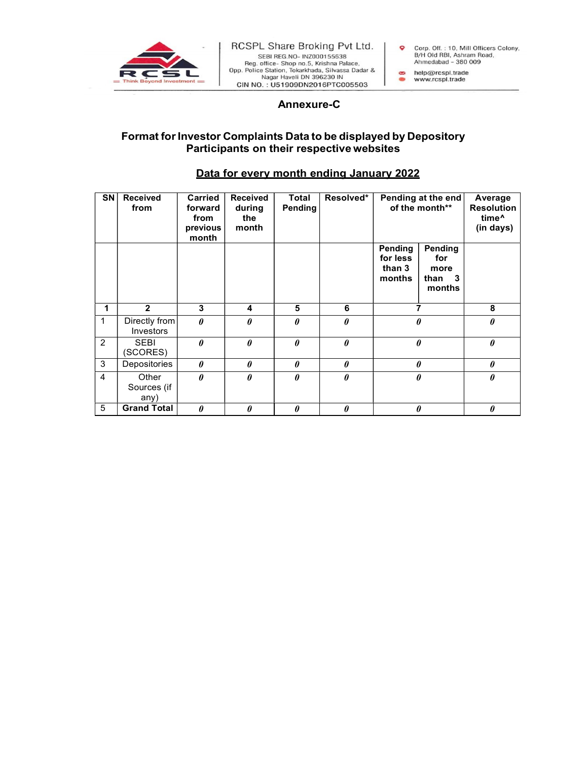RCSPL Share Broking Pvt Ltd.
SEBI REG.NO- INZ000155638
Reg. office- Shop no.5, Krishna Palace, Opp. Police Station, Tokarkhada, Silvassa Dadar & Nagar Haveli DN 396230 IN
CIN NO. : U51909DN2016PTC005503

Corp. Off. : 10, Mill Officers Colony, B/H Old RBI, Ashram Road, Ahmedabad - 380 009
help@rcspl.trade
www.rcspl.trade

## Annexure-C

## Format for Investor Complaints Data to be displayed by Depository Participants on their respective websites

### Data for every month ending January 2022

| SN | Received from | Carried forward from previous month | Received during the month | Total Pending | Resolved* | Pending at the end of the month** | | Average Resolution time^ (in days) |
|---|---|---|---|---|---|---|---|---|
| | | | | | | Pending for less than 3 months | Pending for more than 3 months | |
| 1 | 2 | 3 | 4 | 5 | 6 | 7 | | 8 |
| 1 | Directly from Investors | 0 | 0 | 0 | 0 | 0 | | 0 |
| 2 | SEBI (SCORES) | 0 | 0 | 0 | 0 | 0 | | 0 |
| 3 | Depositories | 0 | 0 | 0 | 0 | 0 | | 0 |
| 4 | Other Sources (if any) | 0 | 0 | 0 | 0 | 0 | | 0 |
| 5 | **Grand Total** | 0 | 0 | 0 | 0 | 0 | | 0 |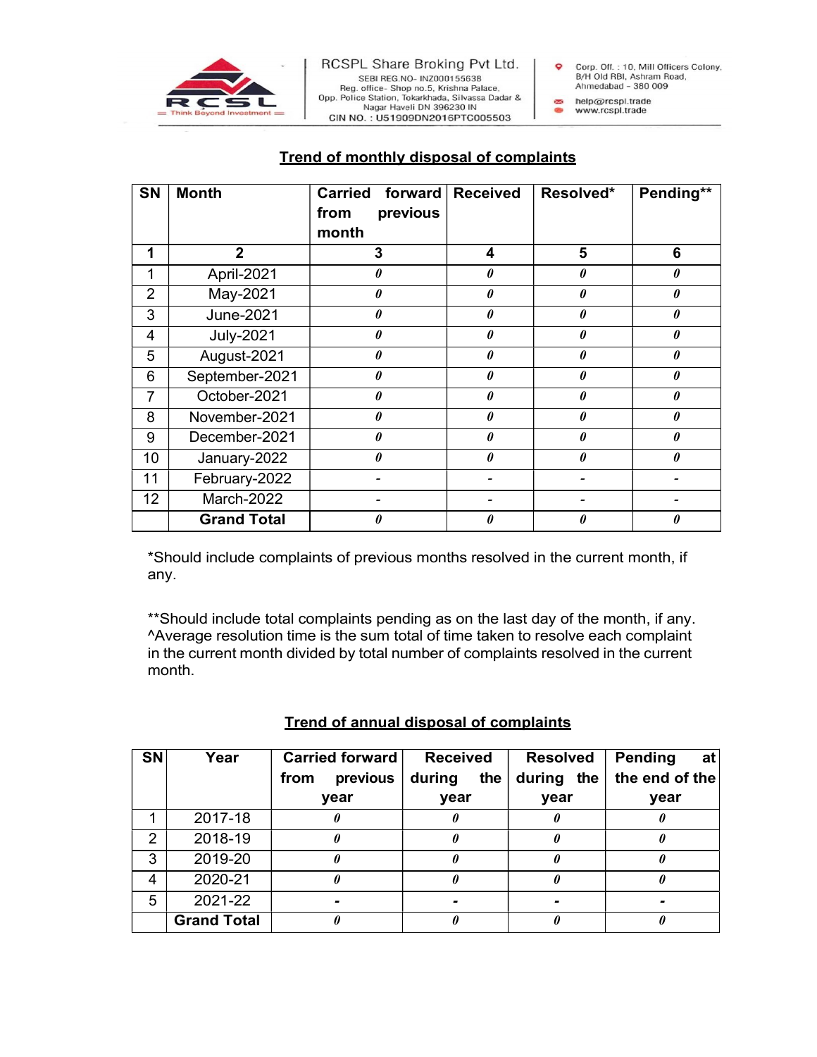RCSPL Share Broking Pvt Ltd.
SEBI REG.NO- INZ000155638
Reg. office- Shop no.5, Krishna Palace,
Opp. Police Station, Tokarkhada, Silvassa Dadar & Nagar Haveli DN 396230 IN
CIN NO. : U51909DN2016PTC005503

Corp. Off. : 10, Mill Officers Colony, B/H Old RBI, Ashram Road, Ahmedabad - 380 009
help@rcspl.trade
www.rcspl.trade

## Trend of monthly disposal of complaints

| SN | Month | Carried forward from previous month | Received | Resolved* | Pending** |
|---|---|---|---|---|---|
| 1 | 2 | 3 | 4 | 5 | 6 |
| 1 | April-2021 | 0 | 0 | 0 | 0 |
| 2 | May-2021 | 0 | 0 | 0 | 0 |
| 3 | June-2021 | 0 | 0 | 0 | 0 |
| 4 | July-2021 | 0 | 0 | 0 | 0 |
| 5 | August-2021 | 0 | 0 | 0 | 0 |
| 6 | September-2021 | 0 | 0 | 0 | 0 |
| 7 | October-2021 | 0 | 0 | 0 | 0 |
| 8 | November-2021 | 0 | 0 | 0 | 0 |
| 9 | December-2021 | 0 | 0 | 0 | 0 |
| 10 | January-2022 | 0 | 0 | 0 | 0 |
| 11 | February-2022 | - | - | - | - |
| 12 | March-2022 | - | - | - | - |
| | **Grand Total** | 0 | 0 | 0 | 0 |

*Should include complaints of previous months resolved in the current month, if any.

**Should include total complaints pending as on the last day of the month, if any.
^Average resolution time is the sum total of time taken to resolve each complaint in the current month divided by total number of complaints resolved in the current month.

## Trend of annual disposal of complaints

| SN | Year | Carried forward from previous year | Received during the year | Resolved during the year | Pending at the end of the year |
|---|---|---|---|---|---|
| 1 | 2017-18 | 0 | 0 | 0 | 0 |
| 2 | 2018-19 | 0 | 0 | 0 | 0 |
| 3 | 2019-20 | 0 | 0 | 0 | 0 |
| 4 | 2020-21 | 0 | 0 | 0 | 0 |
| 5 | 2021-22 | - | - | - | - |
| | **Grand Total** | 0 | 0 | 0 | 0 |